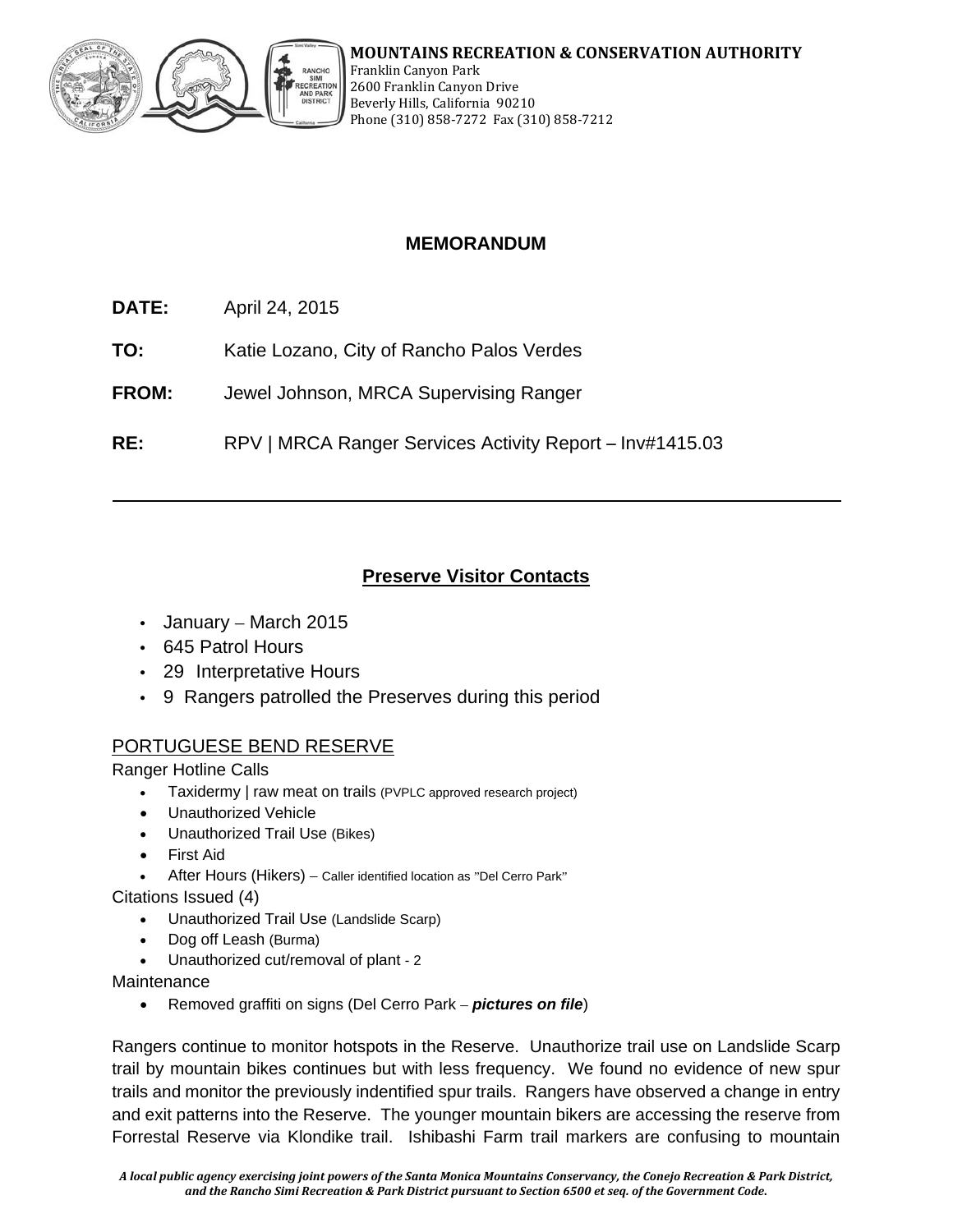**MOUNTAINS RECREATION & CONSERVATION AUTHORITY**
Franklin Canyon Park
2600 Franklin Canyon Drive
Beverly Hills, California 90210
Phone (310) 858-7272 Fax (310) 858-7212

## MEMORANDUM

**DATE:** April 24, 2015

**TO:** Katie Lozano, City of Rancho Palos Verdes

**FROM:** Jewel Johnson, MRCA Supervising Ranger

**RE:** RPV | MRCA Ranger Services Activity Report – Inv#1415.03

---

## Preserve Visitor Contacts

- January – March 2015
- 645 Patrol Hours
- 29 Interpretative Hours
- 9 Rangers patrolled the Preserves during this period

### PORTUGUESE BEND RESERVE

Ranger Hotline Calls

- Taxidermy | raw meat on trails (PVPLC approved research project)
- Unauthorized Vehicle
- Unauthorized Trail Use (Bikes)
- First Aid
- After Hours (Hikers) – Caller identified location as "Del Cerro Park"

Citations Issued (4)

- Unauthorized Trail Use (Landslide Scarp)
- Dog off Leash (Burma)
- Unauthorized cut/removal of plant - 2

Maintenance

- Removed graffiti on signs (Del Cerro Park – ***pictures on file***)

Rangers continue to monitor hotspots in the Reserve. Unauthorize trail use on Landslide Scarp trail by mountain bikes continues but with less frequency. We found no evidence of new spur trails and monitor the previously indentified spur trails. Rangers have observed a change in entry and exit patterns into the Reserve. The younger mountain bikers are accessing the reserve from Forrestal Reserve via Klondike trail. Ishibashi Farm trail markers are confusing to mountain

*A local public agency exercising joint powers of the Santa Monica Mountains Conservancy, the Conejo Recreation & Park District, and the Rancho Simi Recreation & Park District pursuant to Section 6500 et seq. of the Government Code.*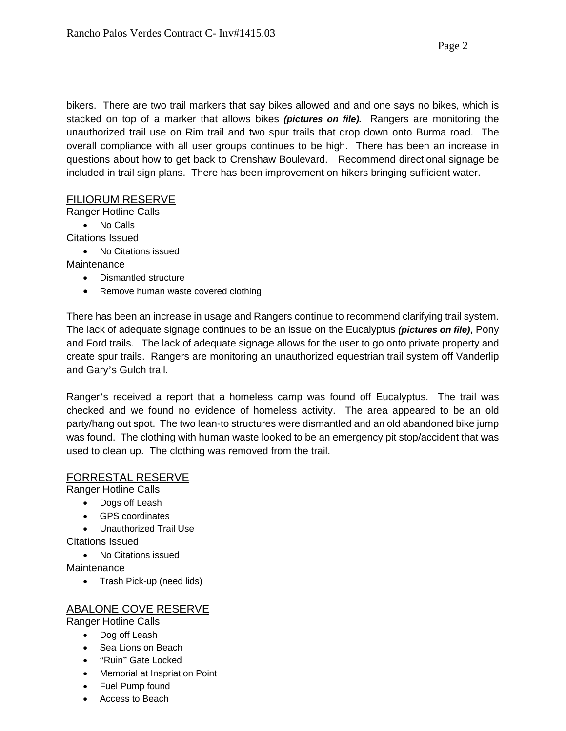bikers. There are two trail markers that say bikes allowed and and one says no bikes, which is stacked on top of a marker that allows bikes ***(pictures on file).*** Rangers are monitoring the unauthorized trail use on Rim trail and two spur trails that drop down onto Burma road. The overall compliance with all user groups continues to be high. There has been an increase in questions about how to get back to Crenshaw Boulevard. Recommend directional signage be included in trail sign plans. There has been improvement on hikers bringing sufficient water.

<u>FILIORUM RESERVE</u>

Ranger Hotline Calls

- No Calls

Citations Issued

- No Citations issued

Maintenance

- Dismantled structure
- Remove human waste covered clothing

There has been an increase in usage and Rangers continue to recommend clarifying trail system. The lack of adequate signage continues to be an issue on the Eucalyptus ***(pictures on file)***, Pony and Ford trails. The lack of adequate signage allows for the user to go onto private property and create spur trails. Rangers are monitoring an unauthorized equestrian trail system off Vanderlip and Gary's Gulch trail.

Ranger's received a report that a homeless camp was found off Eucalyptus. The trail was checked and we found no evidence of homeless activity. The area appeared to be an old party/hang out spot. The two lean-to structures were dismantled and an old abandoned bike jump was found. The clothing with human waste looked to be an emergency pit stop/accident that was used to clean up. The clothing was removed from the trail.

<u>FORRESTAL RESERVE</u>

Ranger Hotline Calls

- Dogs off Leash
- GPS coordinates
- Unauthorized Trail Use

Citations Issued

- No Citations issued

Maintenance

- Trash Pick-up (need lids)

<u>ABALONE COVE RESERVE</u>

Ranger Hotline Calls

- Dog off Leash
- Sea Lions on Beach
- "Ruin" Gate Locked
- Memorial at Inspriation Point
- Fuel Pump found
- Access to Beach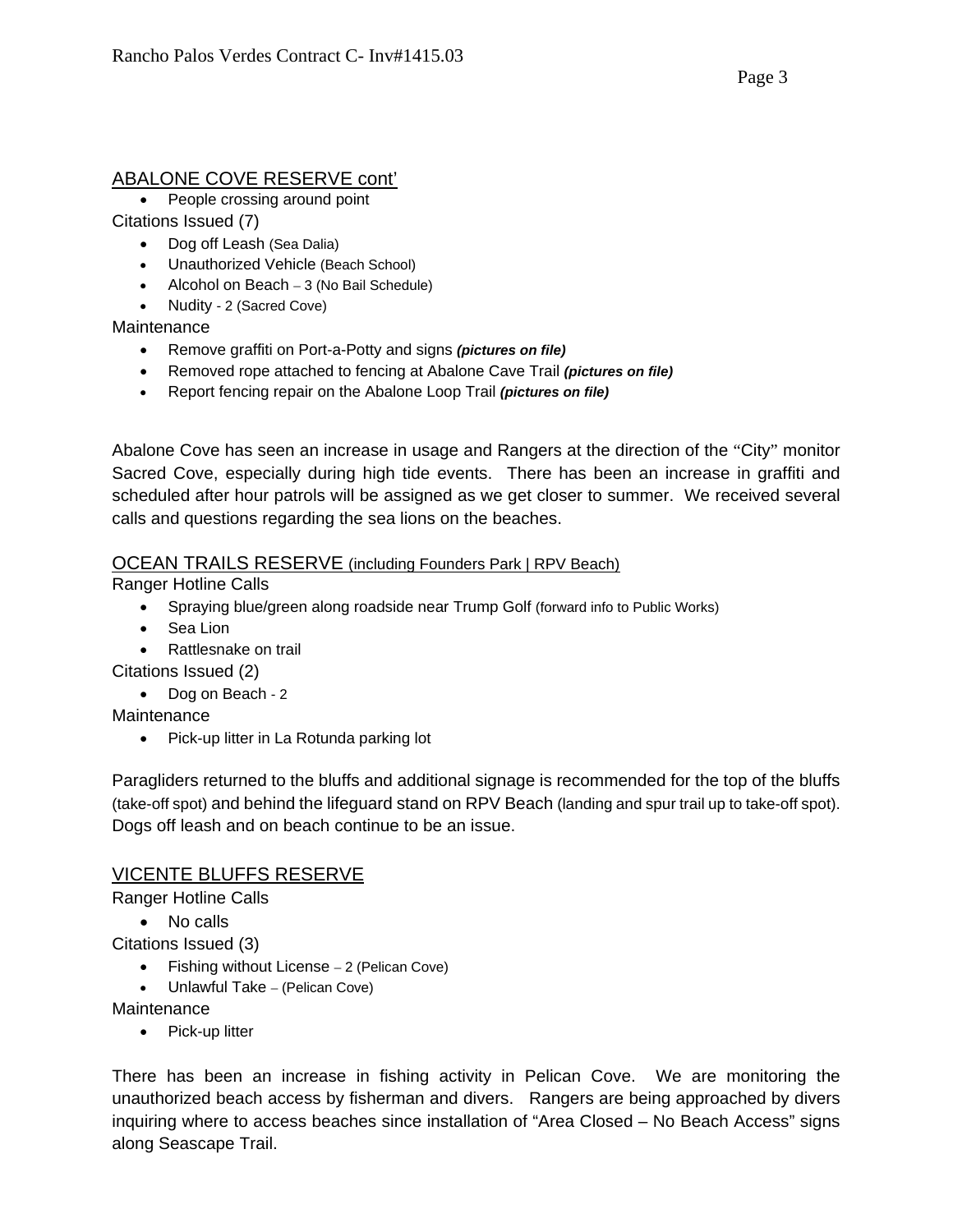## ABALONE COVE RESERVE cont'

- People crossing around point

Citations Issued (7)

- Dog off Leash (Sea Dalia)
- Unauthorized Vehicle (Beach School)
- Alcohol on Beach – 3 (No Bail Schedule)
- Nudity - 2 (Sacred Cove)

Maintenance

- Remove graffiti on Port-a-Potty and signs ***(pictures on file)***
- Removed rope attached to fencing at Abalone Cave Trail ***(pictures on file)***
- Report fencing repair on the Abalone Loop Trail ***(pictures on file)***

Abalone Cove has seen an increase in usage and Rangers at the direction of the "City" monitor Sacred Cove, especially during high tide events. There has been an increase in graffiti and scheduled after hour patrols will be assigned as we get closer to summer. We received several calls and questions regarding the sea lions on the beaches.

## OCEAN TRAILS RESERVE (including Founders Park | RPV Beach)

Ranger Hotline Calls

- Spraying blue/green along roadside near Trump Golf (forward info to Public Works)
- Sea Lion
- Rattlesnake on trail

Citations Issued (2)

- Dog on Beach - 2

Maintenance

- Pick-up litter in La Rotunda parking lot

Paragliders returned to the bluffs and additional signage is recommended for the top of the bluffs (take-off spot) and behind the lifeguard stand on RPV Beach (landing and spur trail up to take-off spot). Dogs off leash and on beach continue to be an issue.

## VICENTE BLUFFS RESERVE

Ranger Hotline Calls

- No calls

Citations Issued (3)

- Fishing without License – 2 (Pelican Cove)
- Unlawful Take – (Pelican Cove)

Maintenance

- Pick-up litter

There has been an increase in fishing activity in Pelican Cove. We are monitoring the unauthorized beach access by fisherman and divers. Rangers are being approached by divers inquiring where to access beaches since installation of "Area Closed – No Beach Access" signs along Seascape Trail.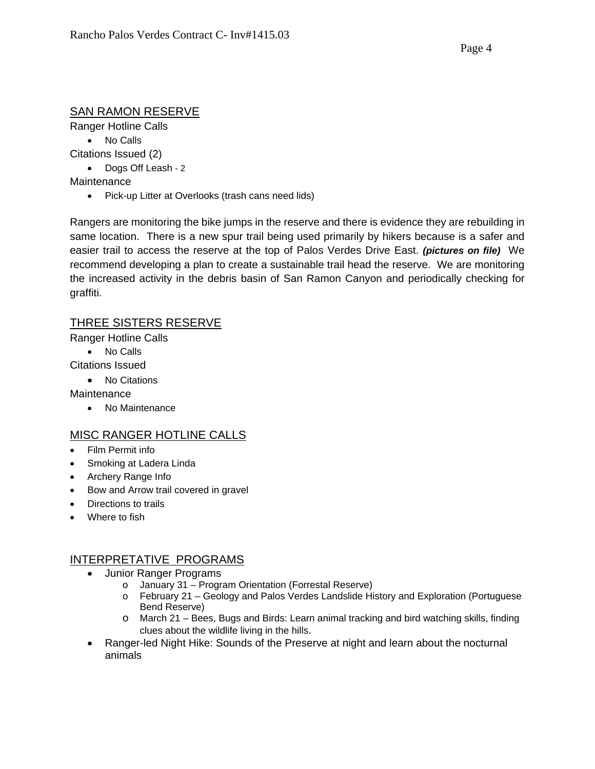## SAN RAMON RESERVE

Ranger Hotline Calls

- No Calls

Citations Issued (2)

- Dogs Off Leash - 2

Maintenance

- Pick-up Litter at Overlooks (trash cans need lids)

Rangers are monitoring the bike jumps in the reserve and there is evidence they are rebuilding in same location. There is a new spur trail being used primarily by hikers because is a safer and easier trail to access the reserve at the top of Palos Verdes Drive East. ***(pictures on file)*** We recommend developing a plan to create a sustainable trail head the reserve. We are monitoring the increased activity in the debris basin of San Ramon Canyon and periodically checking for graffiti.

## THREE SISTERS RESERVE

Ranger Hotline Calls

- No Calls

Citations Issued

- No Citations

Maintenance

- No Maintenance

## MISC RANGER HOTLINE CALLS

- Film Permit info
- Smoking at Ladera Linda
- Archery Range Info
- Bow and Arrow trail covered in gravel
- Directions to trails
- Where to fish

## INTERPRETATIVE PROGRAMS

- Junior Ranger Programs
  - January 31 – Program Orientation (Forrestal Reserve)
  - February 21 – Geology and Palos Verdes Landslide History and Exploration (Portuguese Bend Reserve)
  - March 21 – Bees, Bugs and Birds: Learn animal tracking and bird watching skills, finding clues about the wildlife living in the hills.
- Ranger-led Night Hike: Sounds of the Preserve at night and learn about the nocturnal animals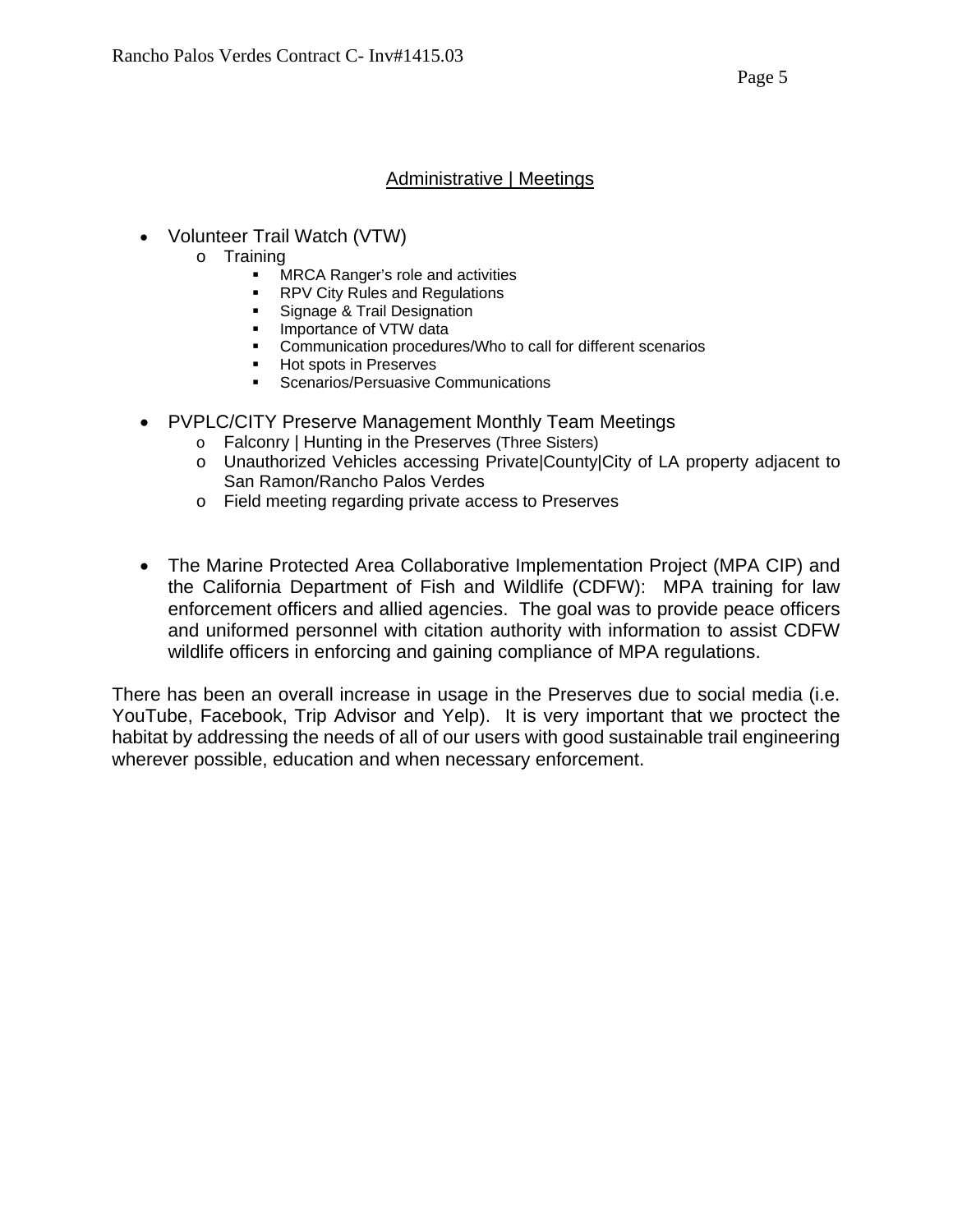## Administrative | Meetings

- Volunteer Trail Watch (VTW)
  - Training
    - MRCA Ranger's role and activities
    - RPV City Rules and Regulations
    - Signage & Trail Designation
    - Importance of VTW data
    - Communication procedures/Who to call for different scenarios
    - Hot spots in Preserves
    - Scenarios/Persuasive Communications

- PVPLC/CITY Preserve Management Monthly Team Meetings
  - Falconry | Hunting in the Preserves (Three Sisters)
  - Unauthorized Vehicles accessing Private|County|City of LA property adjacent to San Ramon/Rancho Palos Verdes
  - Field meeting regarding private access to Preserves

- The Marine Protected Area Collaborative Implementation Project (MPA CIP) and the California Department of Fish and Wildlife (CDFW): MPA training for law enforcement officers and allied agencies. The goal was to provide peace officers and uniformed personnel with citation authority with information to assist CDFW wildlife officers in enforcing and gaining compliance of MPA regulations.

There has been an overall increase in usage in the Preserves due to social media (i.e. YouTube, Facebook, Trip Advisor and Yelp). It is very important that we proctect the habitat by addressing the needs of all of our users with good sustainable trail engineering wherever possible, education and when necessary enforcement.